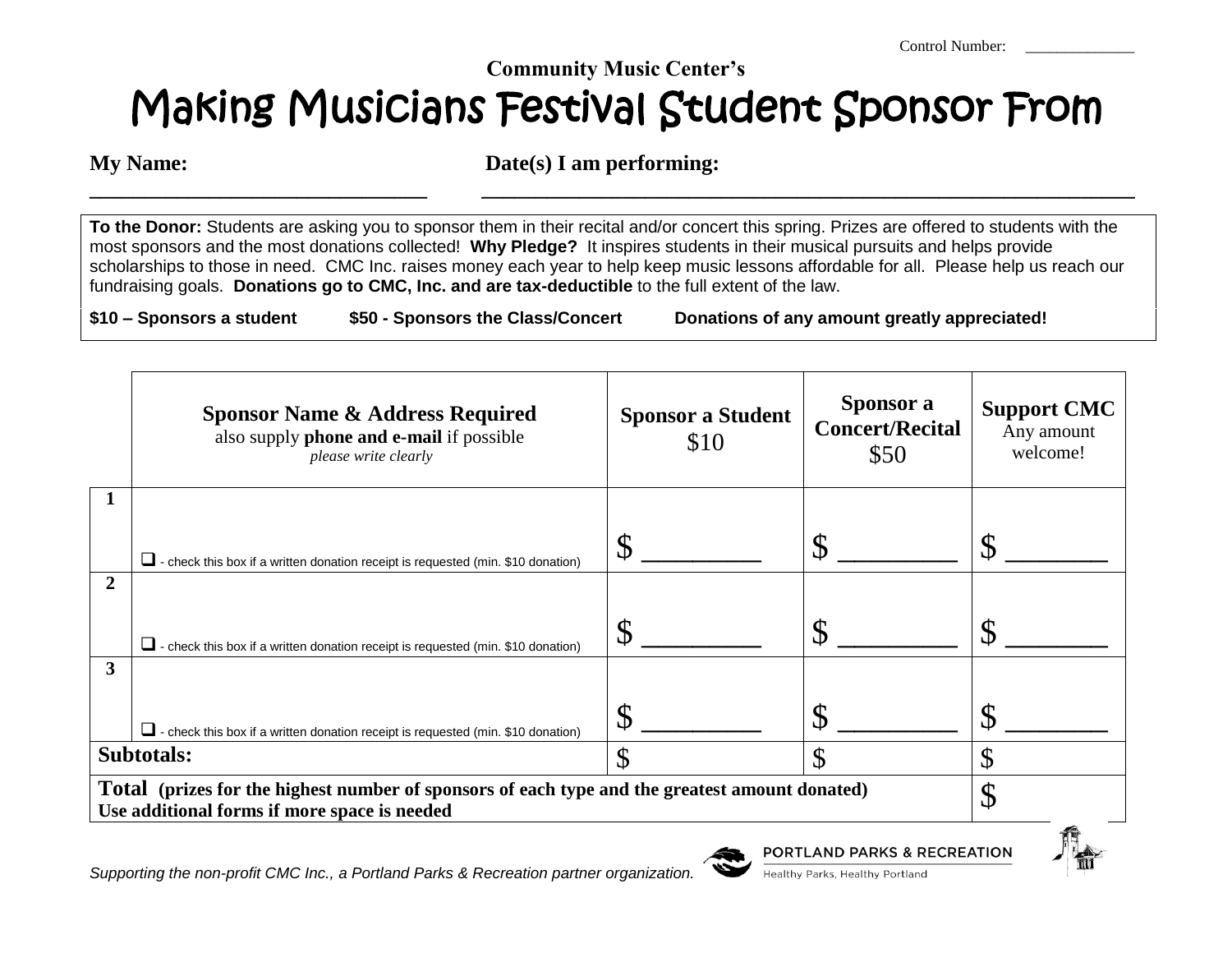Control Number: ______________

**Community Music Center's**

# Making Musicians Festival Student Sponsor From

**My Name:** ______________________________ **Date(s) I am performing:** ______________________________________________

**To the Donor:** Students are asking you to sponsor them in their recital and/or concert this spring. Prizes are offered to students with the most sponsors and the most donations collected! **Why Pledge?** It inspires students in their musical pursuits and helps provide scholarships to those in need. CMC Inc. raises money each year to help keep music lessons affordable for all. Please help us reach our fundraising goals. **Donations go to CMC, Inc. and are tax-deductible** to the full extent of the law.

**$10 – Sponsors a student** **$50 - Sponsors the Class/Concert** **Donations of any amount greatly appreciated!**

| | **Sponsor Name & Address Required** also supply **phone and e-mail** if possible *please write clearly* | **Sponsor a Student** $10 | **Sponsor a Concert/Recital** $50 | **Support CMC** Any amount welcome! |
|---|---|---|---|---|
| **1** | ❑ - check this box if a written donation receipt is requested (min. $10 donation) | $ ________ | $ ________ | $ _______ |
| **2** | ❑ - check this box if a written donation receipt is requested (min. $10 donation) | $ ________ | $ ________ | $ _______ |
| **3** | ❑ - check this box if a written donation receipt is requested (min. $10 donation) | $ ________ | $ ________ | $ _______ |
| **Subtotals:** | | $ | $ | $ |
| **Total (prizes for the highest number of sponsors of each type and the greatest amount donated) Use additional forms if more space is needed** | | | | $ |

*Supporting the non-profit CMC Inc., a Portland Parks & Recreation partner organization.*

PORTLAND PARKS & RECREATION
Healthy Parks, Healthy Portland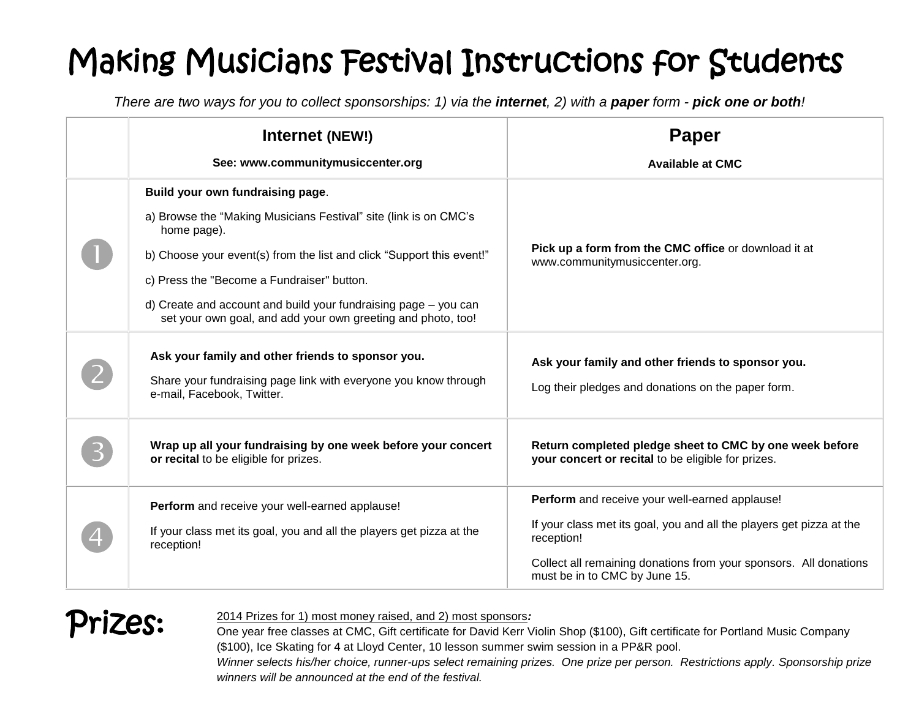# Making Musicians Festival Instructions for Students

*There are two ways for you to collect sponsorships: 1) via the **internet**, 2) with a **paper** form - **pick one or both**!*

| | **Internet (NEW!)**<br>**See: www.communitymusiccenter.org** | **Paper**<br>**Available at CMC** |
|---|---|---|
| 1 | **Build your own fundraising page**.<br>a) Browse the "Making Musicians Festival" site (link is on CMC's home page).<br>b) Choose your event(s) from the list and click "Support this event!"<br>c) Press the "Become a Fundraiser" button.<br>d) Create and account and build your fundraising page – you can set your own goal, and add your own greeting and photo, too! | **Pick up a form from the CMC office** or download it at www.communitymusiccenter.org. |
| 2 | **Ask your family and other friends to sponsor you.**<br>Share your fundraising page link with everyone you know through e-mail, Facebook, Twitter. | **Ask your family and other friends to sponsor you.**<br>Log their pledges and donations on the paper form. |
| 3 | **Wrap up all your fundraising by one week before your concert or recital** to be eligible for prizes. | **Return completed pledge sheet to CMC by one week before your concert or recital** to be eligible for prizes. |
| 4 | **Perform** and receive your well-earned applause!<br>If your class met its goal, you and all the players get pizza at the reception! | **Perform** and receive your well-earned applause!<br>If your class met its goal, you and all the players get pizza at the reception!<br>Collect all remaining donations from your sponsors. All donations must be in to CMC by June 15. |

## Prizes:

2014 Prizes for 1) most money raised, and 2) most sponsors:

One year free classes at CMC, Gift certificate for David Kerr Violin Shop ($100), Gift certificate for Portland Music Company ($100), Ice Skating for 4 at Lloyd Center, 10 lesson summer swim session in a PP&R pool.

*Winner selects his/her choice, runner-ups select remaining prizes. One prize per person. Restrictions apply. Sponsorship prize winners will be announced at the end of the festival.*